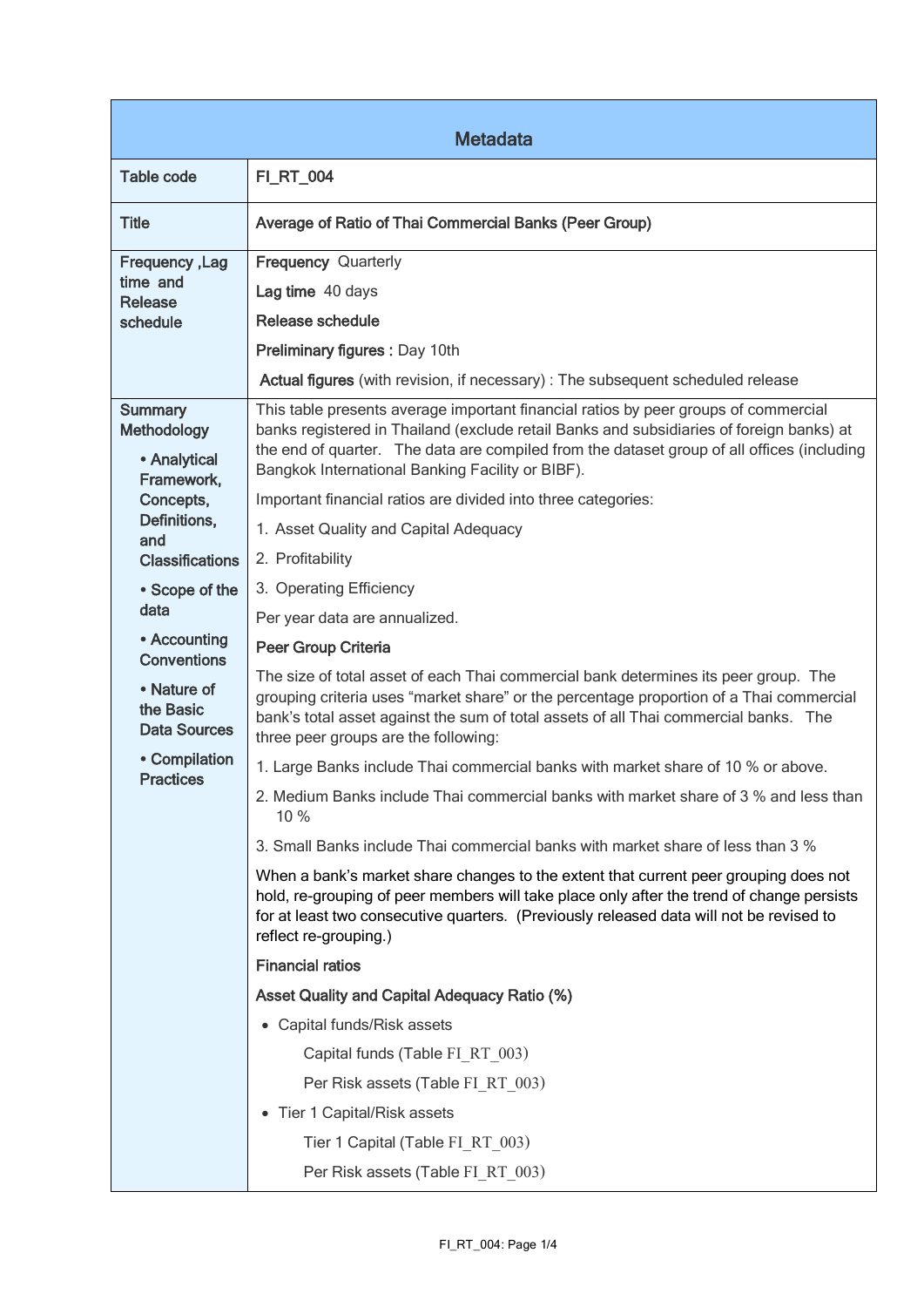| Metadata | |
|---|---|
| Table code | **FI_RT_004** |
| Title | **Average of Ratio of Thai Commercial Banks (Peer Group)** |
| Frequency ,Lag time and Release schedule | **Frequency** Quarterly<br><br>**Lag time** 40 days<br><br>**Release schedule**<br><br>**Preliminary figures :** Day 10th<br><br>**Actual figures** (with revision, if necessary) : The subsequent scheduled release |
| Summary Methodology<br><br>• Analytical Framework, Concepts, Definitions, and Classifications<br><br>• Scope of the data<br><br>• Accounting Conventions<br><br>• Nature of the Basic Data Sources<br><br>• Compilation Practices | This table presents average important financial ratios by peer groups of commercial banks registered in Thailand (exclude retail Banks and subsidiaries of foreign banks) at the end of quarter. The data are compiled from the dataset group of all offices (including Bangkok International Banking Facility or BIBF).<br><br>Important financial ratios are divided into three categories:<br><br>1. Asset Quality and Capital Adequacy<br><br>2. Profitability<br><br>3. Operating Efficiency<br><br>Per year data are annualized.<br><br>**Peer Group Criteria**<br><br>The size of total asset of each Thai commercial bank determines its peer group. The grouping criteria uses "market share" or the percentage proportion of a Thai commercial bank's total asset against the sum of total assets of all Thai commercial banks. The three peer groups are the following:<br><br>1. Large Banks include Thai commercial banks with market share of 10 % or above.<br><br>2. Medium Banks include Thai commercial banks with market share of 3 % and less than 10 %<br><br>3. Small Banks include Thai commercial banks with market share of less than 3 %<br><br>When a bank's market share changes to the extent that current peer grouping does not hold, re-grouping of peer members will take place only after the trend of change persists for at least two consecutive quarters. (Previously released data will not be revised to reflect re-grouping.)<br><br>**Financial ratios**<br><br>**Asset Quality and Capital Adequacy Ratio (%)**<br><br>• Capital funds/Risk assets<br><br>Capital funds (Table FI_RT_003)<br><br>Per Risk assets (Table FI_RT_003)<br><br>• Tier 1 Capital/Risk assets<br><br>Tier 1 Capital (Table FI_RT_003)<br><br>Per Risk assets (Table FI_RT_003) |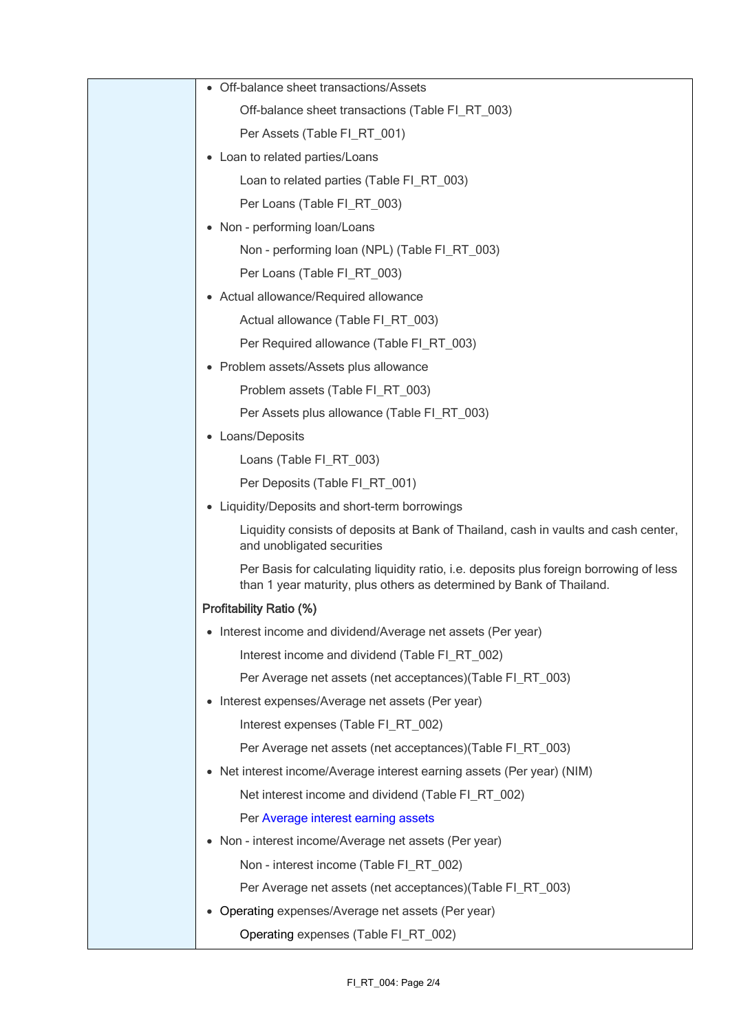| | |
|---|---|
| | • Off-balance sheet transactions/Assets<br>Off-balance sheet transactions (Table FI_RT_003)<br>Per Assets (Table FI_RT_001)<br>• Loan to related parties/Loans<br>Loan to related parties (Table FI_RT_003)<br>Per Loans (Table FI_RT_003)<br>• Non - performing loan/Loans<br>Non - performing loan (NPL) (Table FI_RT_003)<br>Per Loans (Table FI_RT_003)<br>• Actual allowance/Required allowance<br>Actual allowance (Table FI_RT_003)<br>Per Required allowance (Table FI_RT_003)<br>• Problem assets/Assets plus allowance<br>Problem assets (Table FI_RT_003)<br>Per Assets plus allowance (Table FI_RT_003)<br>• Loans/Deposits<br>Loans (Table FI_RT_003)<br>Per Deposits (Table FI_RT_001)<br>• Liquidity/Deposits and short-term borrowings<br>Liquidity consists of deposits at Bank of Thailand, cash in vaults and cash center, and unobligated securities<br>Per Basis for calculating liquidity ratio, i.e. deposits plus foreign borrowing of less than 1 year maturity, plus others as determined by Bank of Thailand.<br>**Profitability Ratio (%)**<br>• Interest income and dividend/Average net assets (Per year)<br>Interest income and dividend (Table FI_RT_002)<br>Per Average net assets (net acceptances)(Table FI_RT_003)<br>• Interest expenses/Average net assets (Per year)<br>Interest expenses (Table FI_RT_002)<br>Per Average net assets (net acceptances)(Table FI_RT_003)<br>• Net interest income/Average interest earning assets (Per year) (NIM)<br>Net interest income and dividend (Table FI_RT_002)<br>Per Average interest earning assets<br>• Non - interest income/Average net assets (Per year)<br>Non - interest income (Table FI_RT_002)<br>Per Average net assets (net acceptances)(Table FI_RT_003)<br>• Operating expenses/Average net assets (Per year)<br>Operating expenses (Table FI_RT_002) |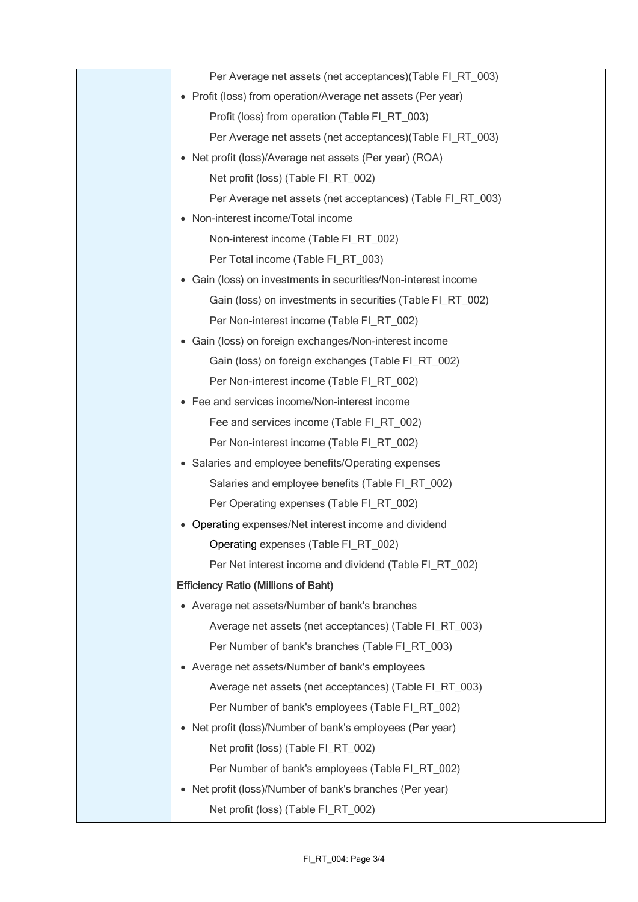| | Per Average net assets (net acceptances)(Table FI_RT_003)<br>• Profit (loss) from operation/Average net assets (Per year)<br>Profit (loss) from operation (Table FI_RT_003)<br>Per Average net assets (net acceptances)(Table FI_RT_003)<br>• Net profit (loss)/Average net assets (Per year) (ROA)<br>Net profit (loss) (Table FI_RT_002)<br>Per Average net assets (net acceptances) (Table FI_RT_003)<br>• Non-interest income/Total income<br>Non-interest income (Table FI_RT_002)<br>Per Total income (Table FI_RT_003)<br>• Gain (loss) on investments in securities/Non-interest income<br>Gain (loss) on investments in securities (Table FI_RT_002)<br>Per Non-interest income (Table FI_RT_002)<br>• Gain (loss) on foreign exchanges/Non-interest income<br>Gain (loss) on foreign exchanges (Table FI_RT_002)<br>Per Non-interest income (Table FI_RT_002)<br>• Fee and services income/Non-interest income<br>Fee and services income (Table FI_RT_002)<br>Per Non-interest income (Table FI_RT_002)<br>• Salaries and employee benefits/Operating expenses<br>Salaries and employee benefits (Table FI_RT_002)<br>Per Operating expenses (Table FI_RT_002)<br>• Operating expenses/Net interest income and dividend<br>Operating expenses (Table FI_RT_002)<br>Per Net interest income and dividend (Table FI_RT_002)<br>**Efficiency Ratio (Millions of Baht)**<br>• Average net assets/Number of bank's branches<br>Average net assets (net acceptances) (Table FI_RT_003)<br>Per Number of bank's branches (Table FI_RT_003)<br>• Average net assets/Number of bank's employees<br>Average net assets (net acceptances) (Table FI_RT_003)<br>Per Number of bank's employees (Table FI_RT_002)<br>• Net profit (loss)/Number of bank's employees (Per year)<br>Net profit (loss) (Table FI_RT_002)<br>Per Number of bank's employees (Table FI_RT_002)<br>• Net profit (loss)/Number of bank's branches (Per year)<br>Net profit (loss) (Table FI_RT_002) |
|---|---|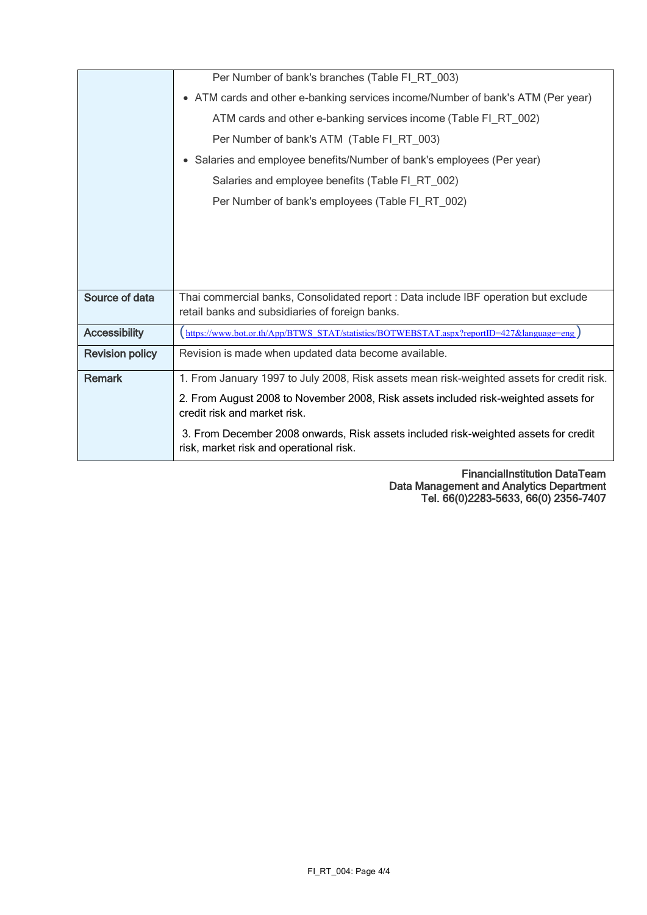| | |
|---|---|
| | Per Number of bank's branches (Table FI_RT_003)<br>• ATM cards and other e-banking services income/Number of bank's ATM (Per year)<br>ATM cards and other e-banking services income (Table FI_RT_002)<br>Per Number of bank's ATM (Table FI_RT_003)<br>• Salaries and employee benefits/Number of bank's employees (Per year)<br>Salaries and employee benefits (Table FI_RT_002)<br>Per Number of bank's employees (Table FI_RT_002) |
| **Source of data** | Thai commercial banks, Consolidated report : Data include IBF operation but exclude retail banks and subsidiaries of foreign banks. |
| **Accessibility** | (https://www.bot.or.th/App/BTWS_STAT/statistics/BOTWEBSTAT.aspx?reportID=427&language=eng) |
| **Revision policy** | Revision is made when updated data become available. |
| **Remark** | 1. From January 1997 to July 2008, Risk assets mean risk-weighted assets for credit risk.<br>2. From August 2008 to November 2008, Risk assets included risk-weighted assets for credit risk and market risk.<br>3. From December 2008 onwards, Risk assets included risk-weighted assets for credit risk, market risk and operational risk. |

**FinancialInstitution DataTeam**
**Data Management and Analytics Department**
**Tel. 66(0)2283-5633, 66(0) 2356-7407**